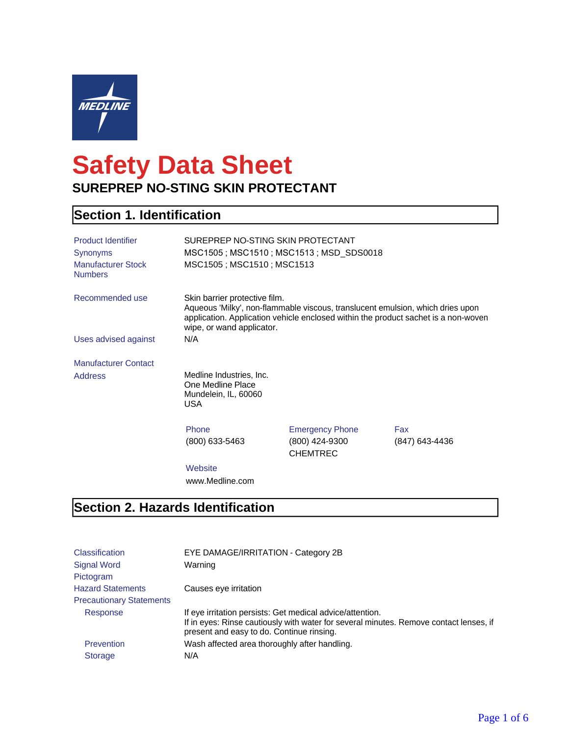# Safety Data Sheet

## SUREPREP NO-STING SKIN PROTECTANT

## Section 1. Identification

| | |
|---|---|
| Product Identifier | SUREPREP NO-STING SKIN PROTECTANT |
| Synonyms | MSC1505 ; MSC1510 ; MSC1513 ; MSD_SDS0018 |
| Manufacturer Stock Numbers | MSC1505 ; MSC1510 ; MSC1513 |
| Recommended use | Skin barrier protective film. Aqueous 'Milky', non-flammable viscous, translucent emulsion, which dries upon application. Application vehicle enclosed within the product sachet is a non-woven wipe, or wand applicator. |
| Uses advised against | N/A |

**Manufacturer Contact**

**Address**

Medline Industries, Inc.
One Medline Place
Mundelein, IL, 60060
USA

| Phone | Emergency Phone | Fax |
|---|---|---|
| (800) 633-5463 | (800) 424-9300 CHEMTREC | (847) 643-4436 |

**Website**

www.Medline.com

## Section 2. Hazards Identification

| | |
|---|---|
| Classification | EYE DAMAGE/IRRITATION - Category 2B |
| Signal Word | Warning |
| Pictogram | |
| Hazard Statements | Causes eye irritation |
| Precautionary Statements | |
| Response | If eye irritation persists: Get medical advice/attention. If in eyes: Rinse cautiously with water for several minutes. Remove contact lenses, if present and easy to do. Continue rinsing. |
| Prevention | Wash affected area thoroughly after handling. |
| Storage | N/A |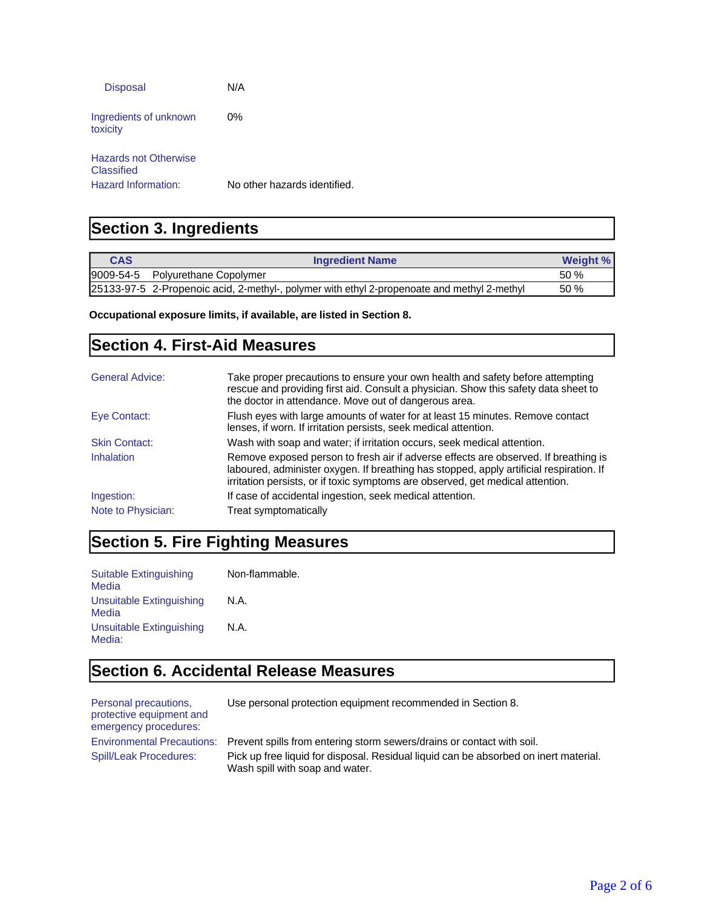| | |
|---|---|
| Disposal | N/A |
| Ingredients of unknown toxicity | 0% |
| Hazards not Otherwise Classified | |
| Hazard Information: | No other hazards identified. |

## Section 3. Ingredients

| CAS | Ingredient Name | Weight % |
|---|---|---|
| 9009-54-5 | Polyurethane Copolymer | 50 % |
| 25133-97-5 | 2-Propenoic acid, 2-methyl-, polymer with ethyl 2-propenoate and methyl 2-methyl | 50 % |

**Occupational exposure limits, if available, are listed in Section 8.**

## Section 4. First-Aid Measures

| | |
|---|---|
| General Advice: | Take proper precautions to ensure your own health and safety before attempting rescue and providing first aid. Consult a physician. Show this safety data sheet to the doctor in attendance. Move out of dangerous area. |
| Eye Contact: | Flush eyes with large amounts of water for at least 15 minutes. Remove contact lenses, if worn. If irritation persists, seek medical attention. |
| Skin Contact: | Wash with soap and water; if irritation occurs, seek medical attention. |
| Inhalation | Remove exposed person to fresh air if adverse effects are observed. If breathing is laboured, administer oxygen. If breathing has stopped, apply artificial respiration. If irritation persists, or if toxic symptoms are observed, get medical attention. |
| Ingestion: | If case of accidental ingestion, seek medical attention. |
| Note to Physician: | Treat symptomatically |

## Section 5. Fire Fighting Measures

| | |
|---|---|
| Suitable Extinguishing Media | Non-flammable. |
| Unsuitable Extinguishing Media | N.A. |
| Unsuitable Extinguishing Media: | N.A. |

## Section 6. Accidental Release Measures

| | |
|---|---|
| Personal precautions, protective equipment and emergency procedures: | Use personal protection equipment recommended in Section 8. |
| Environmental Precautions: | Prevent spills from entering storm sewers/drains or contact with soil. |
| Spill/Leak Procedures: | Pick up free liquid for disposal. Residual liquid can be absorbed on inert material. Wash spill with soap and water. |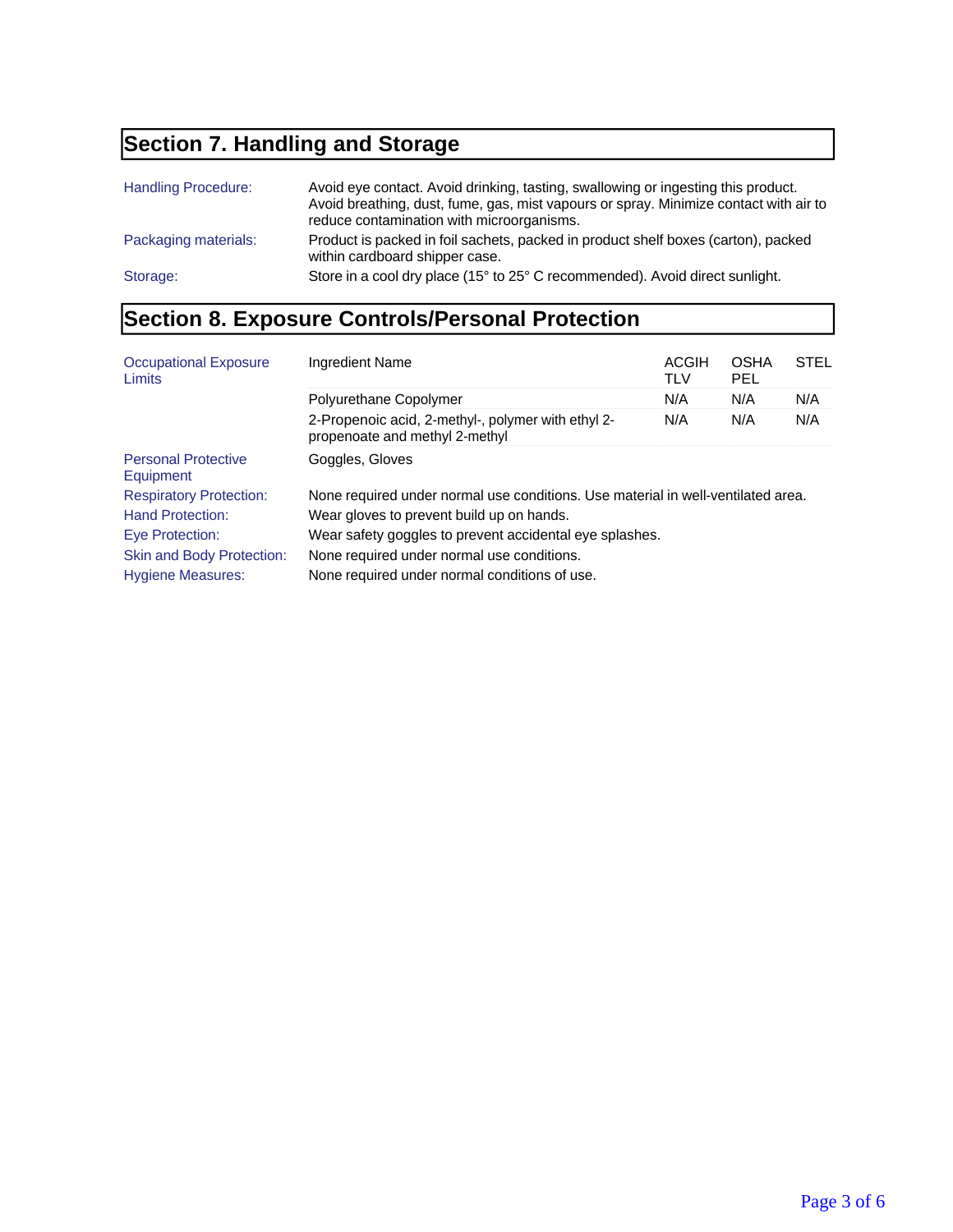## Section 7. Handling and Storage

| | |
|---|---|
| Handling Procedure: | Avoid eye contact. Avoid drinking, tasting, swallowing or ingesting this product. Avoid breathing, dust, fume, gas, mist vapours or spray. Minimize contact with air to reduce contamination with microorganisms. |
| Packaging materials: | Product is packed in foil sachets, packed in product shelf boxes (carton), packed within cardboard shipper case. |
| Storage: | Store in a cool dry place (15° to 25° C recommended). Avoid direct sunlight. |

## Section 8. Exposure Controls/Personal Protection

| | Ingredient Name | ACGIH TLV | OSHA PEL | STEL |
|---|---|---|---|---|
| Occupational Exposure Limits | Polyurethane Copolymer | N/A | N/A | N/A |
| | 2-Propenoic acid, 2-methyl-, polymer with ethyl 2-propenoate and methyl 2-methyl | N/A | N/A | N/A |

| | |
|---|---|
| Personal Protective Equipment | Goggles, Gloves |
| Respiratory Protection: | None required under normal use conditions. Use material in well-ventilated area. |
| Hand Protection: | Wear gloves to prevent build up on hands. |
| Eye Protection: | Wear safety goggles to prevent accidental eye splashes. |
| Skin and Body Protection: | None required under normal use conditions. |
| Hygiene Measures: | None required under normal conditions of use. |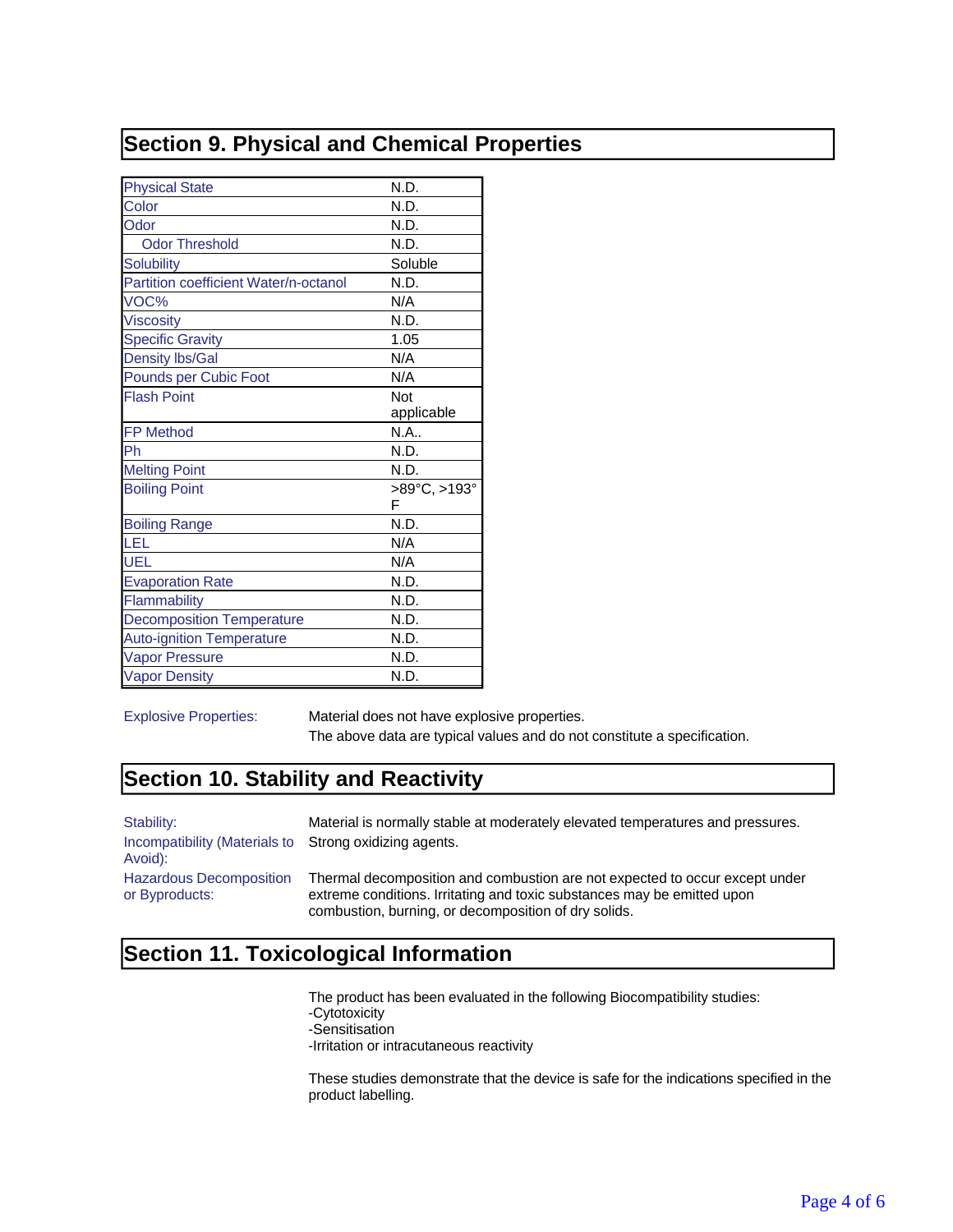## Section 9. Physical and Chemical Properties

| Property | Value |
|---|---|
| Physical State | N.D. |
| Color | N.D. |
| Odor | N.D. |
| Odor Threshold | N.D. |
| Solubility | Soluble |
| Partition coefficient Water/n-octanol | N.D. |
| VOC% | N/A |
| Viscosity | N.D. |
| Specific Gravity | 1.05 |
| Density lbs/Gal | N/A |
| Pounds per Cubic Foot | N/A |
| Flash Point | Not applicable |
| FP Method | N.A.. |
| Ph | N.D. |
| Melting Point | N.D. |
| Boiling Point | >89°C, >193° F |
| Boiling Range | N.D. |
| LEL | N/A |
| UEL | N/A |
| Evaporation Rate | N.D. |
| Flammability | N.D. |
| Decomposition Temperature | N.D. |
| Auto-ignition Temperature | N.D. |
| Vapor Pressure | N.D. |
| Vapor Density | N.D. |

Explosive Properties: Material does not have explosive properties.

The above data are typical values and do not constitute a specification.

## Section 10. Stability and Reactivity

Stability: Material is normally stable at moderately elevated temperatures and pressures.

Incompatibility (Materials to Avoid): Strong oxidizing agents.

Hazardous Decomposition or Byproducts: Thermal decomposition and combustion are not expected to occur except under extreme conditions. Irritating and toxic substances may be emitted upon combustion, burning, or decomposition of dry solids.

## Section 11. Toxicological Information

The product has been evaluated in the following Biocompatibility studies:
- Cytotoxicity
- Sensitisation
- Irritation or intracutaneous reactivity

These studies demonstrate that the device is safe for the indications specified in the product labelling.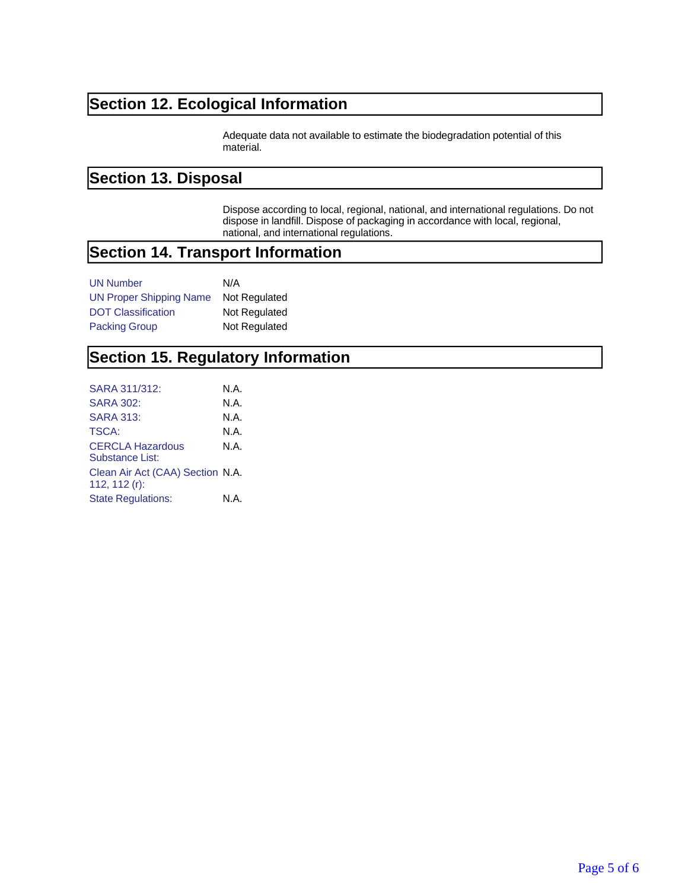## Section 12. Ecological Information

Adequate data not available to estimate the biodegradation potential of this material.

## Section 13. Disposal

Dispose according to local, regional, national, and international regulations. Do not dispose in landfill. Dispose of packaging in accordance with local, regional, national, and international regulations.

## Section 14. Transport Information

| | |
|---|---|
| UN Number | N/A |
| UN Proper Shipping Name | Not Regulated |
| DOT Classification | Not Regulated |
| Packing Group | Not Regulated |

## Section 15. Regulatory Information

| | |
|---|---|
| SARA 311/312: | N.A. |
| SARA 302: | N.A. |
| SARA 313: | N.A. |
| TSCA: | N.A. |
| CERCLA Hazardous Substance List: | N.A. |
| Clean Air Act (CAA) Section 112, 112 (r): | N.A. |
| State Regulations: | N.A. |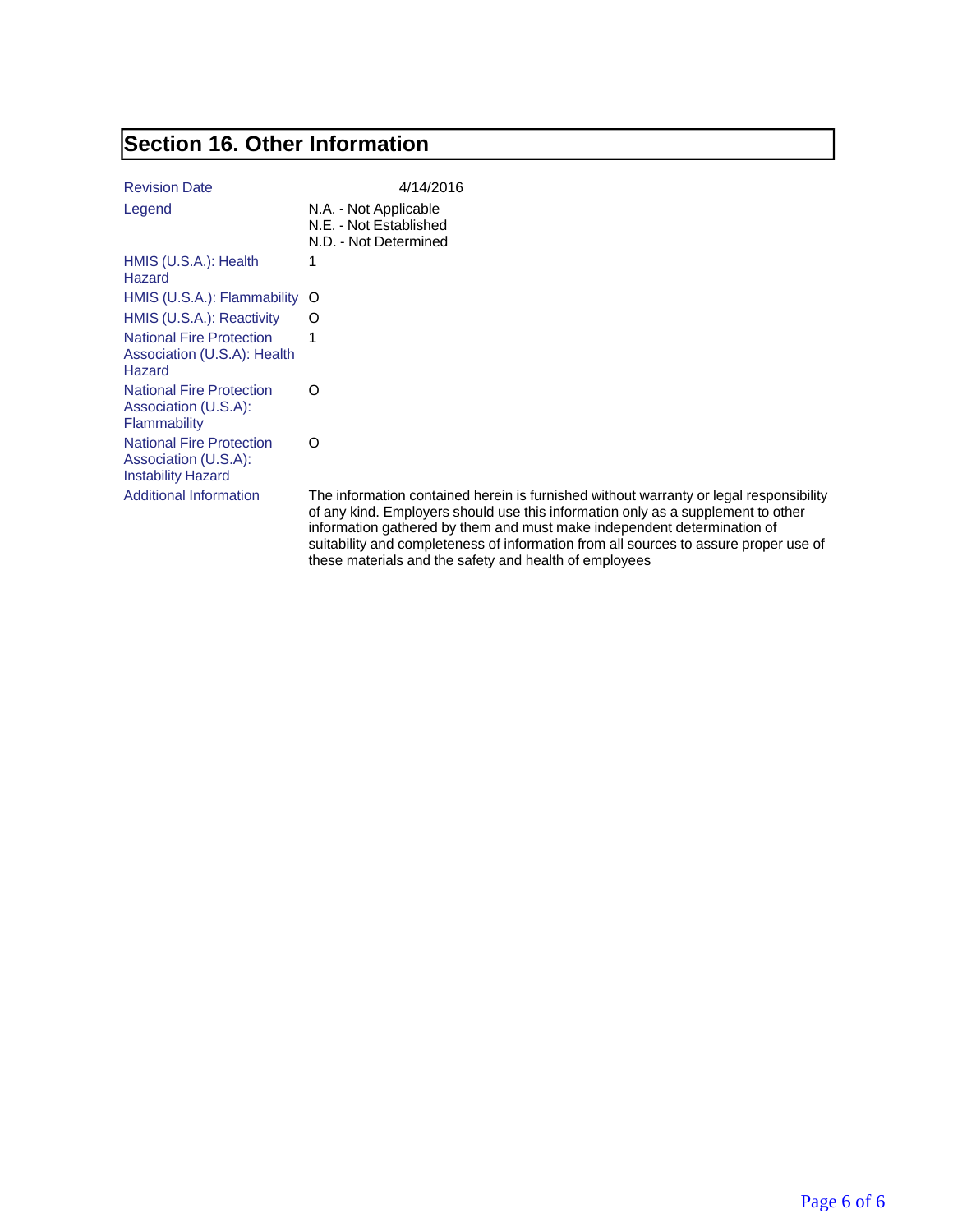## Section 16. Other Information

| | |
|---|---|
| Revision Date | 4/14/2016 |
| Legend | N.A. - Not Applicable<br>N.E. - Not Established<br>N.D. - Not Determined |
| HMIS (U.S.A.): Health Hazard | 1 |
| HMIS (U.S.A.): Flammability | O |
| HMIS (U.S.A.): Reactivity | O |
| National Fire Protection Association (U.S.A): Health Hazard | 1 |
| National Fire Protection Association (U.S.A): Flammability | O |
| National Fire Protection Association (U.S.A): Instability Hazard | O |
| Additional Information | The information contained herein is furnished without warranty or legal responsibility of any kind. Employers should use this information only as a supplement to other information gathered by them and must make independent determination of suitability and completeness of information from all sources to assure proper use of these materials and the safety and health of employees |